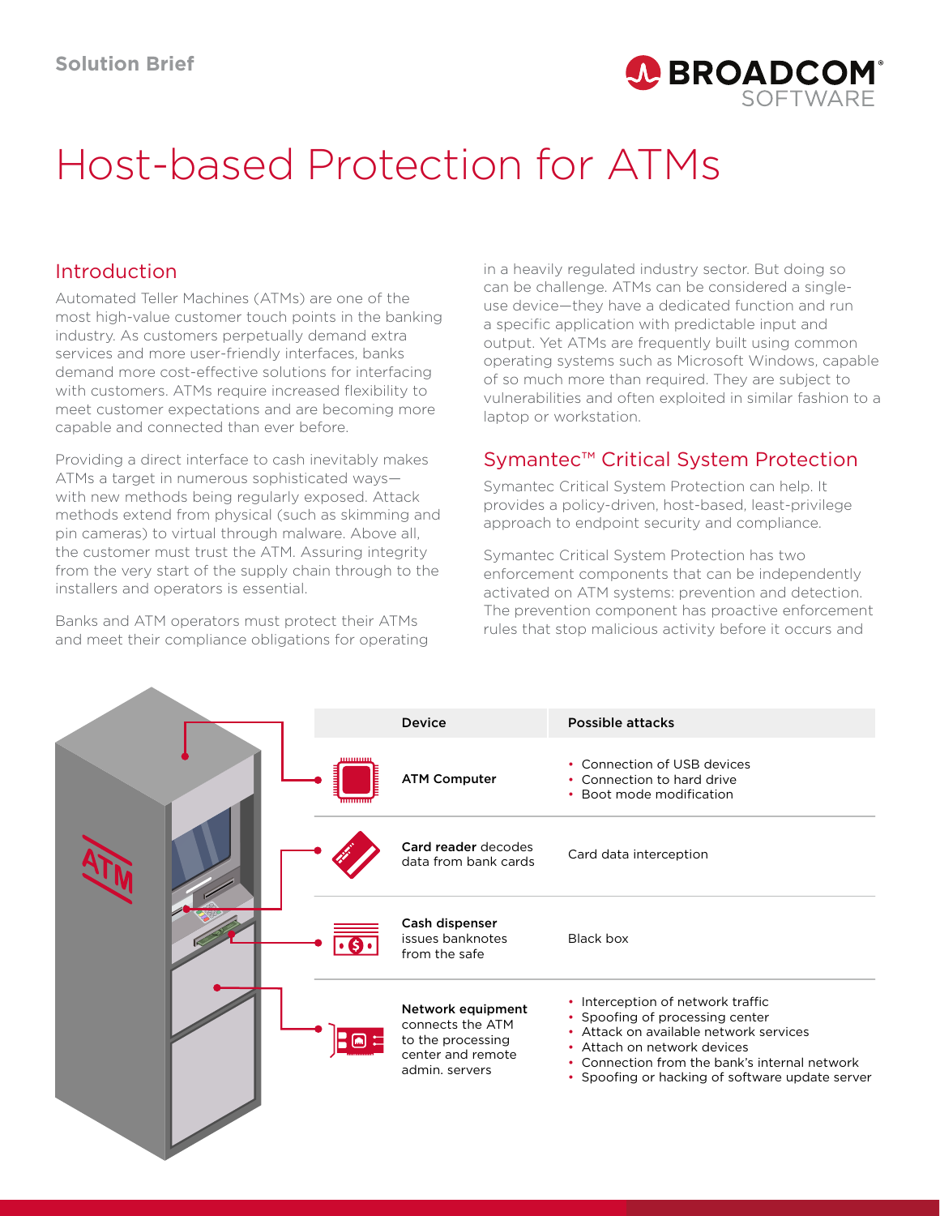Solution Brief

# Host-based Protection for ATMs

## Introduction

Automated Teller Machines (ATMs) are one of the most high-value customer touch points in the banking industry. As customers perpetually demand extra services and more user-friendly interfaces, banks demand more cost-effective solutions for interfacing with customers. ATMs require increased flexibility to meet customer expectations and are becoming more capable and connected than ever before.

Providing a direct interface to cash inevitably makes ATMs a target in numerous sophisticated ways—with new methods being regularly exposed. Attack methods extend from physical (such as skimming and pin cameras) to virtual through malware. Above all, the customer must trust the ATM. Assuring integrity from the very start of the supply chain through to the installers and operators is essential.

Banks and ATM operators must protect their ATMs and meet their compliance obligations for operating in a heavily regulated industry sector. But doing so can be challenge. ATMs can be considered a single-use device—they have a dedicated function and run a specific application with predictable input and output. Yet ATMs are frequently built using common operating systems such as Microsoft Windows, capable of so much more than required. They are subject to vulnerabilities and often exploited in similar fashion to a laptop or workstation.

## Symantec™ Critical System Protection

Symantec Critical System Protection can help. It provides a policy-driven, host-based, least-privilege approach to endpoint security and compliance.

Symantec Critical System Protection has two enforcement components that can be independently activated on ATM systems: prevention and detection. The prevention component has proactive enforcement rules that stop malicious activity before it occurs and

| Device | Possible attacks |
|---|---|
| **ATM Computer** | • Connection of USB devices<br>• Connection to hard drive<br>• Boot mode modification |
| **Card reader** decodes data from bank cards | Card data interception |
| **Cash dispenser** issues banknotes from the safe | Black box |
| **Network equipment** connects the ATM to the processing center and remote admin. servers | • Interception of network traffic<br>• Spoofing of processing center<br>• Attack on available network services<br>• Attach on network devices<br>• Connection from the bank's internal network<br>• Spoofing or hacking of software update server |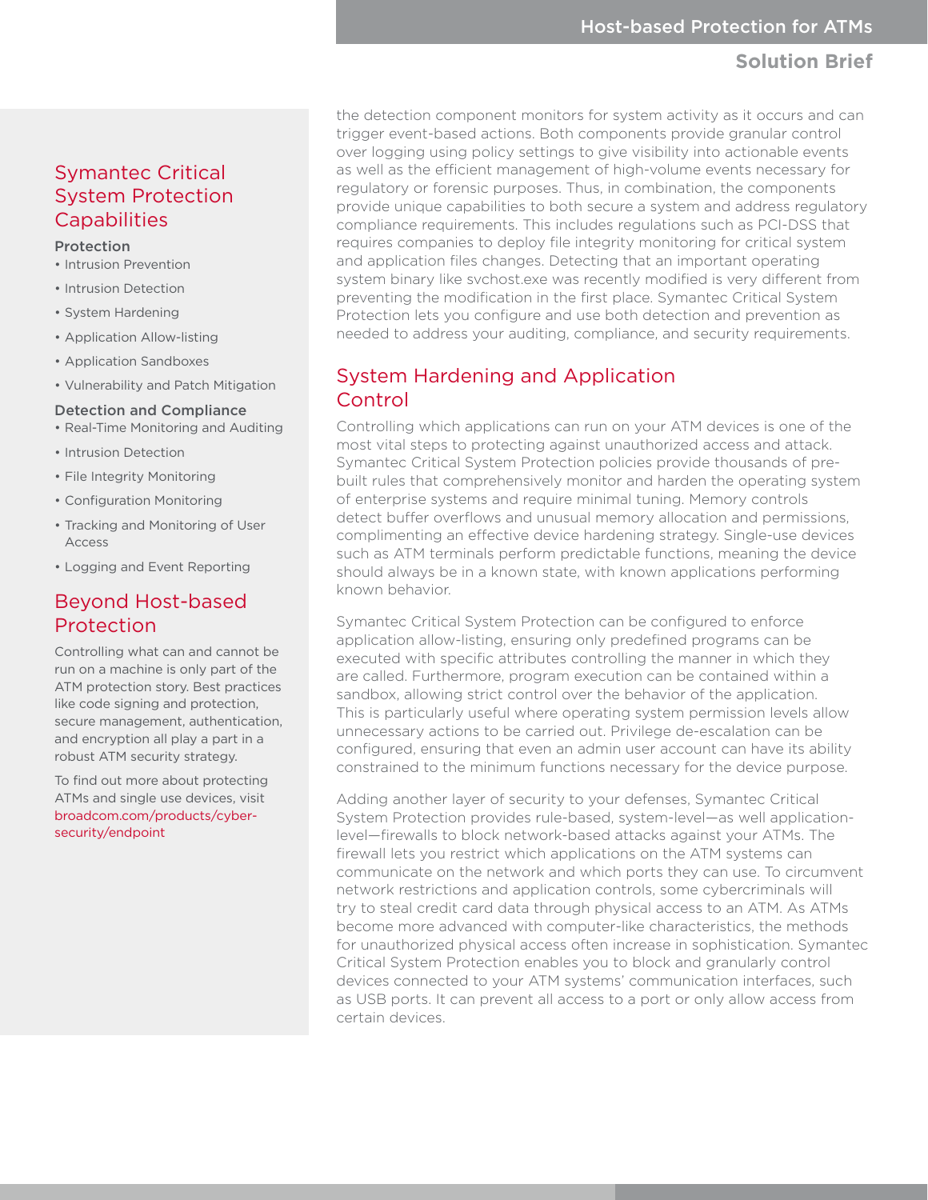the detection component monitors for system activity as it occurs and can trigger event-based actions. Both components provide granular control over logging using policy settings to give visibility into actionable events as well as the efficient management of high-volume events necessary for regulatory or forensic purposes. Thus, in combination, the components provide unique capabilities to both secure a system and address regulatory compliance requirements. This includes regulations such as PCI-DSS that requires companies to deploy file integrity monitoring for critical system and application files changes. Detecting that an important operating system binary like svchost.exe was recently modified is very different from preventing the modification in the first place. Symantec Critical System Protection lets you configure and use both detection and prevention as needed to address your auditing, compliance, and security requirements.

## System Hardening and Application Control

Controlling which applications can run on your ATM devices is one of the most vital steps to protecting against unauthorized access and attack. Symantec Critical System Protection policies provide thousands of pre-built rules that comprehensively monitor and harden the operating system of enterprise systems and require minimal tuning. Memory controls detect buffer overflows and unusual memory allocation and permissions, complimenting an effective device hardening strategy. Single-use devices such as ATM terminals perform predictable functions, meaning the device should always be in a known state, with known applications performing known behavior.

Symantec Critical System Protection can be configured to enforce application allow-listing, ensuring only predefined programs can be executed with specific attributes controlling the manner in which they are called. Furthermore, program execution can be contained within a sandbox, allowing strict control over the behavior of the application. This is particularly useful where operating system permission levels allow unnecessary actions to be carried out. Privilege de-escalation can be configured, ensuring that even an admin user account can have its ability constrained to the minimum functions necessary for the device purpose.

Adding another layer of security to your defenses, Symantec Critical System Protection provides rule-based, system-level—as well application-level—firewalls to block network-based attacks against your ATMs. The firewall lets you restrict which applications on the ATM systems can communicate on the network and which ports they can use. To circumvent network restrictions and application controls, some cybercriminals will try to steal credit card data through physical access to an ATM. As ATMs become more advanced with computer-like characteristics, the methods for unauthorized physical access often increase in sophistication. Symantec Critical System Protection enables you to block and granularly control devices connected to your ATM systems' communication interfaces, such as USB ports. It can prevent all access to a port or only allow access from certain devices.

## Symantec Critical System Protection Capabilities

**Protection**

- Intrusion Prevention
- Intrusion Detection
- System Hardening
- Application Allow-listing
- Application Sandboxes
- Vulnerability and Patch Mitigation

**Detection and Compliance**

- Real-Time Monitoring and Auditing
- Intrusion Detection
- File Integrity Monitoring
- Configuration Monitoring
- Tracking and Monitoring of User Access
- Logging and Event Reporting

## Beyond Host-based Protection

Controlling what can and cannot be run on a machine is only part of the ATM protection story. Best practices like code signing and protection, secure management, authentication, and encryption all play a part in a robust ATM security strategy.

To find out more about protecting ATMs and single use devices, visit broadcom.com/products/cyber-security/endpoint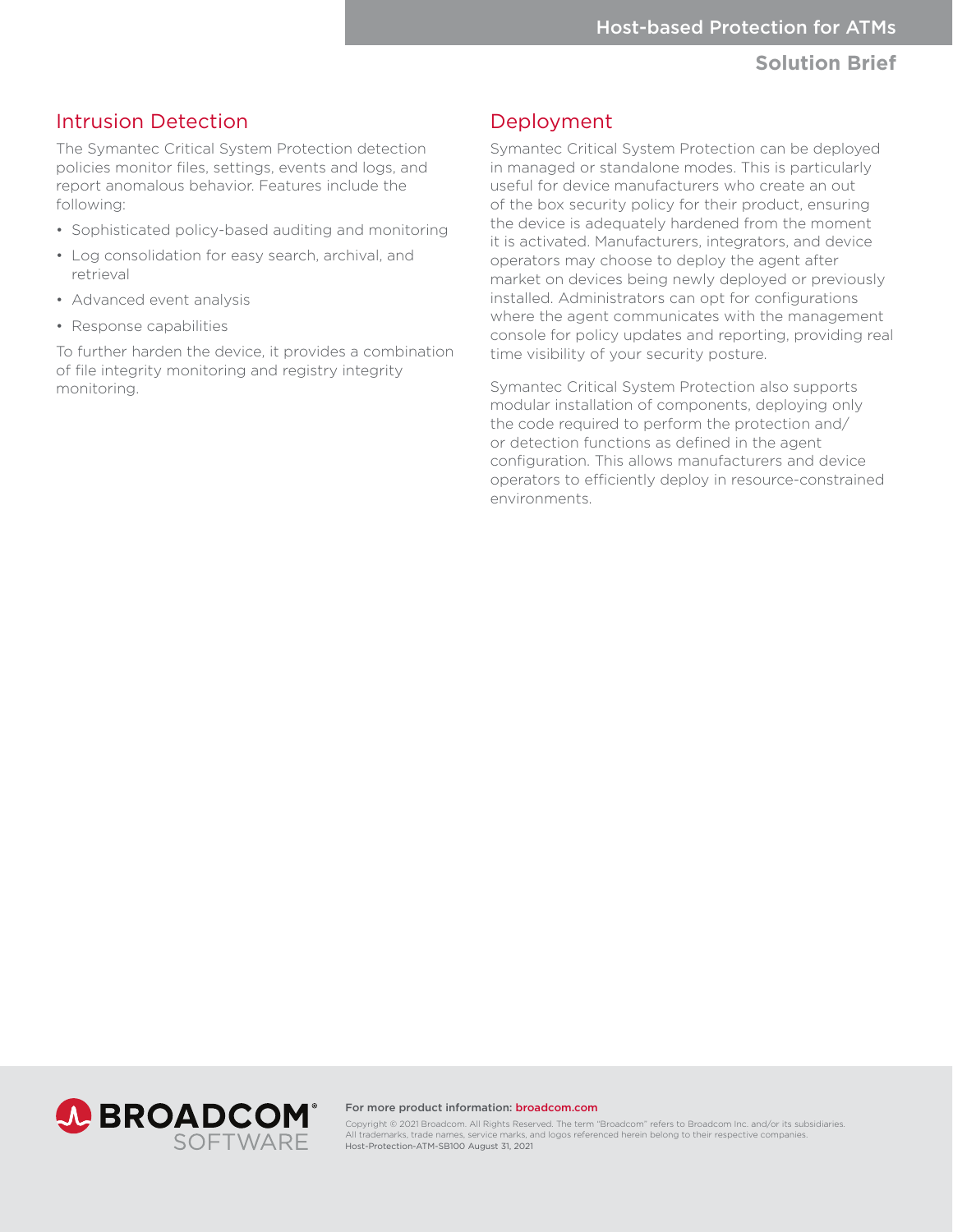## Intrusion Detection

The Symantec Critical System Protection detection policies monitor files, settings, events and logs, and report anomalous behavior. Features include the following:

- Sophisticated policy-based auditing and monitoring
- Log consolidation for easy search, archival, and retrieval
- Advanced event analysis
- Response capabilities

To further harden the device, it provides a combination of file integrity monitoring and registry integrity monitoring.

## Deployment

Symantec Critical System Protection can be deployed in managed or standalone modes. This is particularly useful for device manufacturers who create an out of the box security policy for their product, ensuring the device is adequately hardened from the moment it is activated. Manufacturers, integrators, and device operators may choose to deploy the agent after market on devices being newly deployed or previously installed. Administrators can opt for configurations where the agent communicates with the management console for policy updates and reporting, providing real time visibility of your security posture.

Symantec Critical System Protection also supports modular installation of components, deploying only the code required to perform the protection and/or detection functions as defined in the agent configuration. This allows manufacturers and device operators to efficiently deploy in resource-constrained environments.

For more product information: broadcom.com

Copyright © 2021 Broadcom. All Rights Reserved. The term "Broadcom" refers to Broadcom Inc. and/or its subsidiaries. All trademarks, trade names, service marks, and logos referenced herein belong to their respective companies.
Host-Protection-ATM-SB100 August 31, 2021